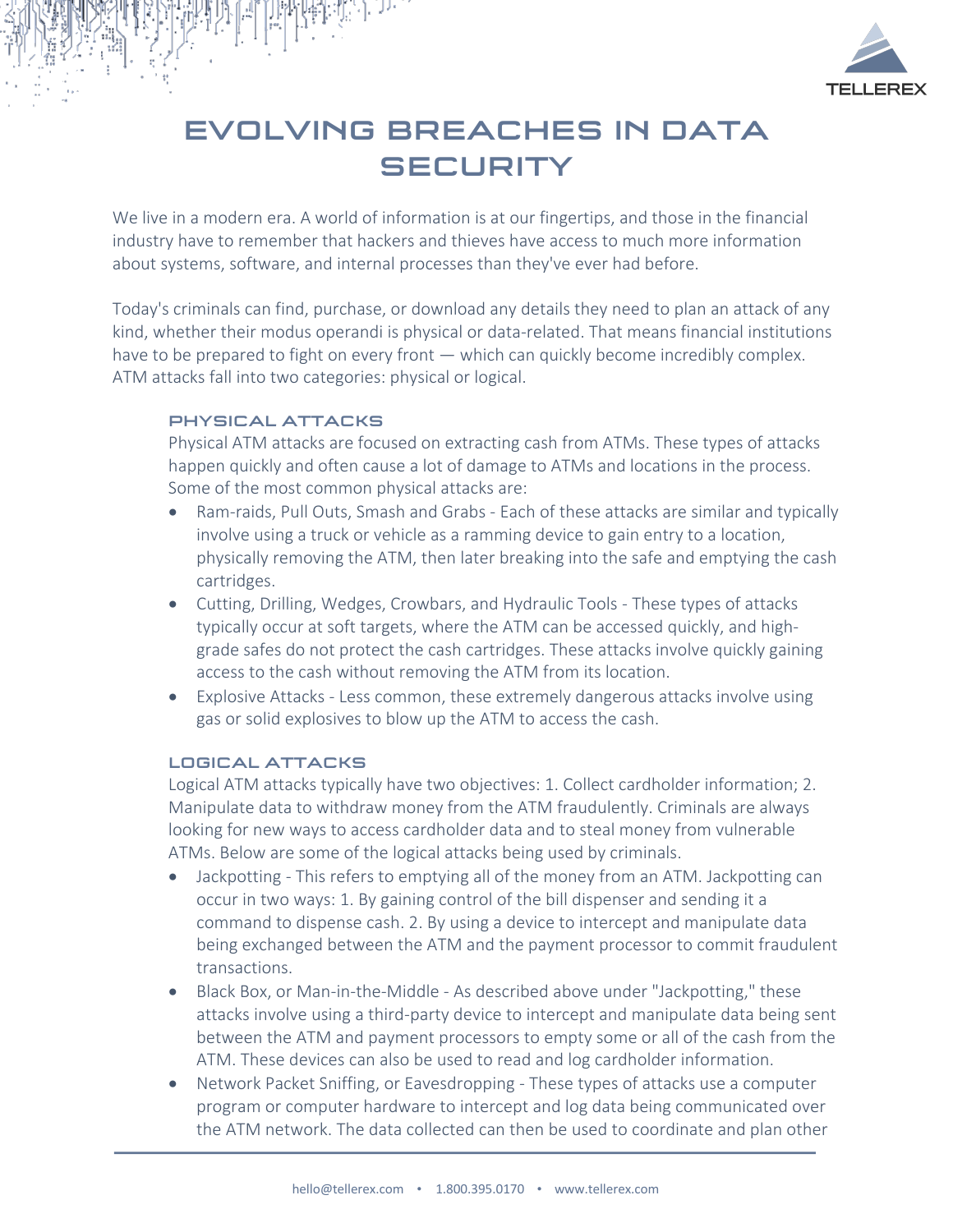# EVOLVING BREACHES IN DATA SECURITY

We live in a modern era. A world of information is at our fingertips, and those in the financial industry have to remember that hackers and thieves have access to much more information about systems, software, and internal processes than they've ever had before.

Today's criminals can find, purchase, or download any details they need to plan an attack of any kind, whether their modus operandi is physical or data-related. That means financial institutions have to be prepared to fight on every front — which can quickly become incredibly complex. ATM attacks fall into two categories: physical or logical.

## PHYSICAL ATTACKS

Physical ATM attacks are focused on extracting cash from ATMs. These types of attacks happen quickly and often cause a lot of damage to ATMs and locations in the process. Some of the most common physical attacks are:

- Ram-raids, Pull Outs, Smash and Grabs - Each of these attacks are similar and typically involve using a truck or vehicle as a ramming device to gain entry to a location, physically removing the ATM, then later breaking into the safe and emptying the cash cartridges.
- Cutting, Drilling, Wedges, Crowbars, and Hydraulic Tools - These types of attacks typically occur at soft targets, where the ATM can be accessed quickly, and high-grade safes do not protect the cash cartridges. These attacks involve quickly gaining access to the cash without removing the ATM from its location.
- Explosive Attacks - Less common, these extremely dangerous attacks involve using gas or solid explosives to blow up the ATM to access the cash.

## LOGICAL ATTACKS

Logical ATM attacks typically have two objectives: 1. Collect cardholder information; 2. Manipulate data to withdraw money from the ATM fraudulently. Criminals are always looking for new ways to access cardholder data and to steal money from vulnerable ATMs. Below are some of the logical attacks being used by criminals.

- Jackpotting - This refers to emptying all of the money from an ATM. Jackpotting can occur in two ways: 1. By gaining control of the bill dispenser and sending it a command to dispense cash. 2. By using a device to intercept and manipulate data being exchanged between the ATM and the payment processor to commit fraudulent transactions.
- Black Box, or Man-in-the-Middle - As described above under "Jackpotting," these attacks involve using a third-party device to intercept and manipulate data being sent between the ATM and payment processors to empty some or all of the cash from the ATM. These devices can also be used to read and log cardholder information.
- Network Packet Sniffing, or Eavesdropping - These types of attacks use a computer program or computer hardware to intercept and log data being communicated over the ATM network. The data collected can then be used to coordinate and plan other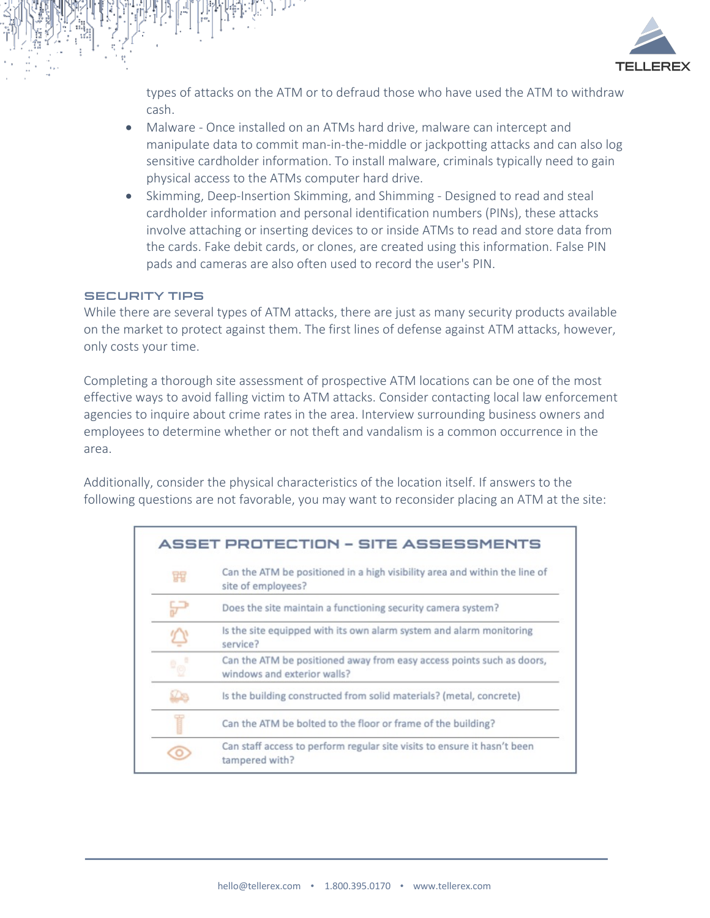types of attacks on the ATM or to defraud those who have used the ATM to withdraw cash.

- Malware - Once installed on an ATMs hard drive, malware can intercept and manipulate data to commit man-in-the-middle or jackpotting attacks and can also log sensitive cardholder information. To install malware, criminals typically need to gain physical access to the ATMs computer hard drive.
- Skimming, Deep-Insertion Skimming, and Shimming - Designed to read and steal cardholder information and personal identification numbers (PINs), these attacks involve attaching or inserting devices to or inside ATMs to read and store data from the cards. Fake debit cards, or clones, are created using this information. False PIN pads and cameras are also often used to record the user's PIN.

## SECURITY TIPS

While there are several types of ATM attacks, there are just as many security products available on the market to protect against them. The first lines of defense against ATM attacks, however, only costs your time.

Completing a thorough site assessment of prospective ATM locations can be one of the most effective ways to avoid falling victim to ATM attacks. Consider contacting local law enforcement agencies to inquire about crime rates in the area. Interview surrounding business owners and employees to determine whether or not theft and vandalism is a common occurrence in the area.

Additionally, consider the physical characteristics of the location itself. If answers to the following questions are not favorable, you may want to reconsider placing an ATM at the site:

| ASSET PROTECTION – SITE ASSESSMENTS |
| --- |
| Can the ATM be positioned in a high visibility area and within the line of site of employees? |
| Does the site maintain a functioning security camera system? |
| Is the site equipped with its own alarm system and alarm monitoring service? |
| Can the ATM be positioned away from easy access points such as doors, windows and exterior walls? |
| Is the building constructed from solid materials? (metal, concrete) |
| Can the ATM be bolted to the floor or frame of the building? |
| Can staff access to perform regular site visits to ensure it hasn't been tampered with? |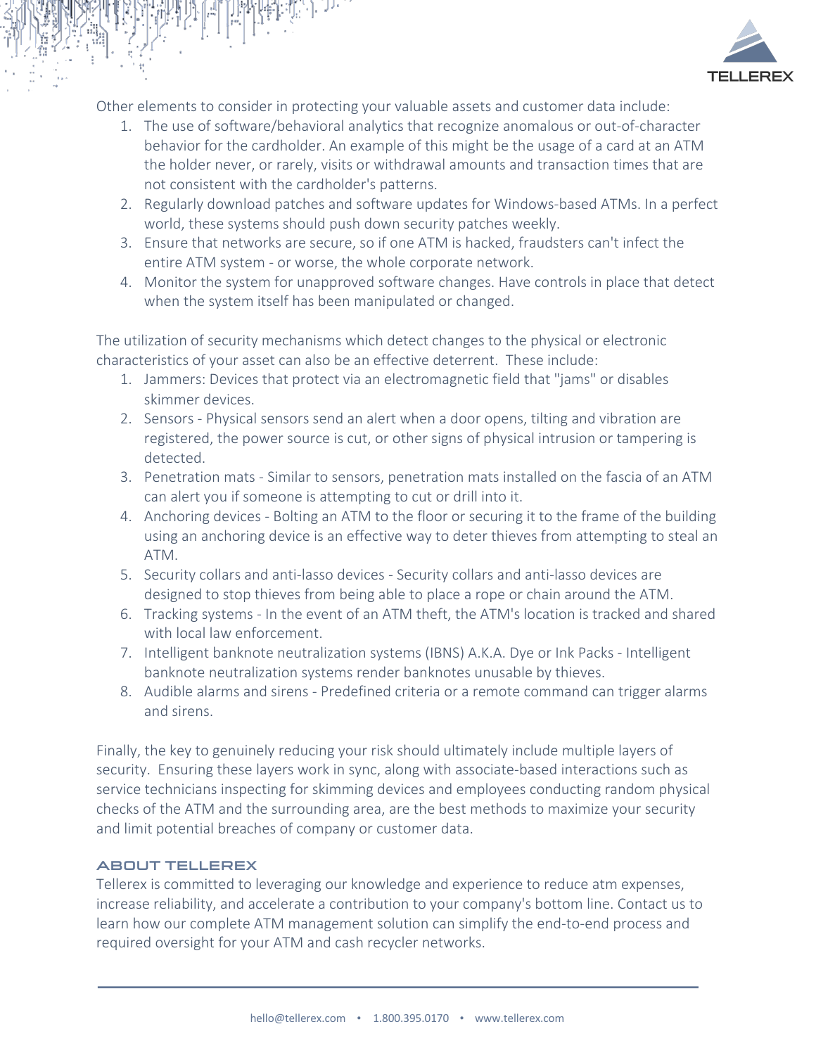Other elements to consider in protecting your valuable assets and customer data include:

1. The use of software/behavioral analytics that recognize anomalous or out-of-character behavior for the cardholder. An example of this might be the usage of a card at an ATM the holder never, or rarely, visits or withdrawal amounts and transaction times that are not consistent with the cardholder's patterns.
2. Regularly download patches and software updates for Windows-based ATMs. In a perfect world, these systems should push down security patches weekly.
3. Ensure that networks are secure, so if one ATM is hacked, fraudsters can't infect the entire ATM system - or worse, the whole corporate network.
4. Monitor the system for unapproved software changes. Have controls in place that detect when the system itself has been manipulated or changed.

The utilization of security mechanisms which detect changes to the physical or electronic characteristics of your asset can also be an effective deterrent. These include:

1. Jammers: Devices that protect via an electromagnetic field that "jams" or disables skimmer devices.
2. Sensors - Physical sensors send an alert when a door opens, tilting and vibration are registered, the power source is cut, or other signs of physical intrusion or tampering is detected.
3. Penetration mats - Similar to sensors, penetration mats installed on the fascia of an ATM can alert you if someone is attempting to cut or drill into it.
4. Anchoring devices - Bolting an ATM to the floor or securing it to the frame of the building using an anchoring device is an effective way to deter thieves from attempting to steal an ATM.
5. Security collars and anti-lasso devices - Security collars and anti-lasso devices are designed to stop thieves from being able to place a rope or chain around the ATM.
6. Tracking systems - In the event of an ATM theft, the ATM's location is tracked and shared with local law enforcement.
7. Intelligent banknote neutralization systems (IBNS) A.K.A. Dye or Ink Packs - Intelligent banknote neutralization systems render banknotes unusable by thieves.
8. Audible alarms and sirens - Predefined criteria or a remote command can trigger alarms and sirens.

Finally, the key to genuinely reducing your risk should ultimately include multiple layers of security. Ensuring these layers work in sync, along with associate-based interactions such as service technicians inspecting for skimming devices and employees conducting random physical checks of the ATM and the surrounding area, are the best methods to maximize your security and limit potential breaches of company or customer data.

## ABOUT TELLEREX

Tellerex is committed to leveraging our knowledge and experience to reduce atm expenses, increase reliability, and accelerate a contribution to your company's bottom line. Contact us to learn how our complete ATM management solution can simplify the end-to-end process and required oversight for your ATM and cash recycler networks.